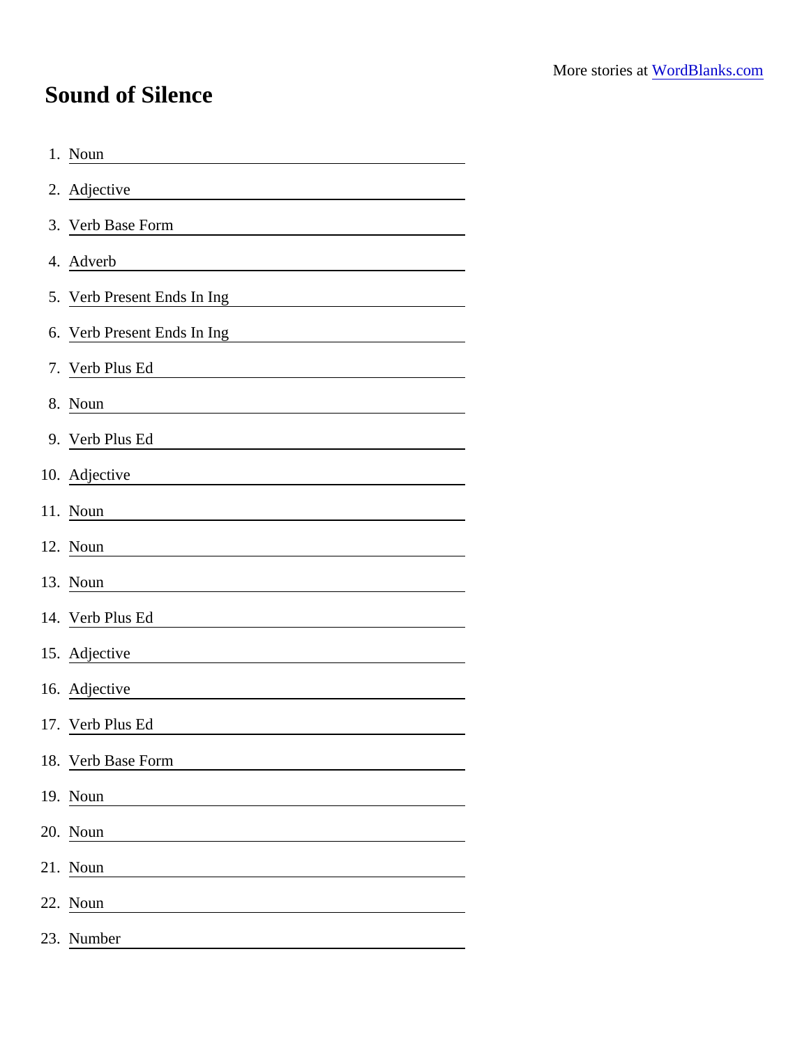More stories at [WordBlanks.com](https://www.wordblanks.com)

# Sound of Silence

1. Noun \_\_\_\_\_\_\_\_\_\_\_\_\_\_\_\_\_\_\_\_
2. Adjective \_\_\_\_\_\_\_\_\_\_\_\_\_\_\_\_\_\_\_\_
3. Verb Base Form \_\_\_\_\_\_\_\_\_\_\_\_\_\_\_\_\_\_\_\_
4. Adverb \_\_\_\_\_\_\_\_\_\_\_\_\_\_\_\_\_\_\_\_
5. Verb Present Ends In Ing \_\_\_\_\_\_\_\_\_\_\_\_\_\_\_\_\_\_\_\_
6. Verb Present Ends In Ing \_\_\_\_\_\_\_\_\_\_\_\_\_\_\_\_\_\_\_\_
7. Verb Plus Ed \_\_\_\_\_\_\_\_\_\_\_\_\_\_\_\_\_\_\_\_
8. Noun \_\_\_\_\_\_\_\_\_\_\_\_\_\_\_\_\_\_\_\_
9. Verb Plus Ed \_\_\_\_\_\_\_\_\_\_\_\_\_\_\_\_\_\_\_\_
10. Adjective \_\_\_\_\_\_\_\_\_\_\_\_\_\_\_\_\_\_\_\_
11. Noun \_\_\_\_\_\_\_\_\_\_\_\_\_\_\_\_\_\_\_\_
12. Noun \_\_\_\_\_\_\_\_\_\_\_\_\_\_\_\_\_\_\_\_
13. Noun \_\_\_\_\_\_\_\_\_\_\_\_\_\_\_\_\_\_\_\_
14. Verb Plus Ed \_\_\_\_\_\_\_\_\_\_\_\_\_\_\_\_\_\_\_\_
15. Adjective \_\_\_\_\_\_\_\_\_\_\_\_\_\_\_\_\_\_\_\_
16. Adjective \_\_\_\_\_\_\_\_\_\_\_\_\_\_\_\_\_\_\_\_
17. Verb Plus Ed \_\_\_\_\_\_\_\_\_\_\_\_\_\_\_\_\_\_\_\_
18. Verb Base Form \_\_\_\_\_\_\_\_\_\_\_\_\_\_\_\_\_\_\_\_
19. Noun \_\_\_\_\_\_\_\_\_\_\_\_\_\_\_\_\_\_\_\_
20. Noun \_\_\_\_\_\_\_\_\_\_\_\_\_\_\_\_\_\_\_\_
21. Noun \_\_\_\_\_\_\_\_\_\_\_\_\_\_\_\_\_\_\_\_
22. Noun \_\_\_\_\_\_\_\_\_\_\_\_\_\_\_\_\_\_\_\_
23. Number \_\_\_\_\_\_\_\_\_\_\_\_\_\_\_\_\_\_\_\_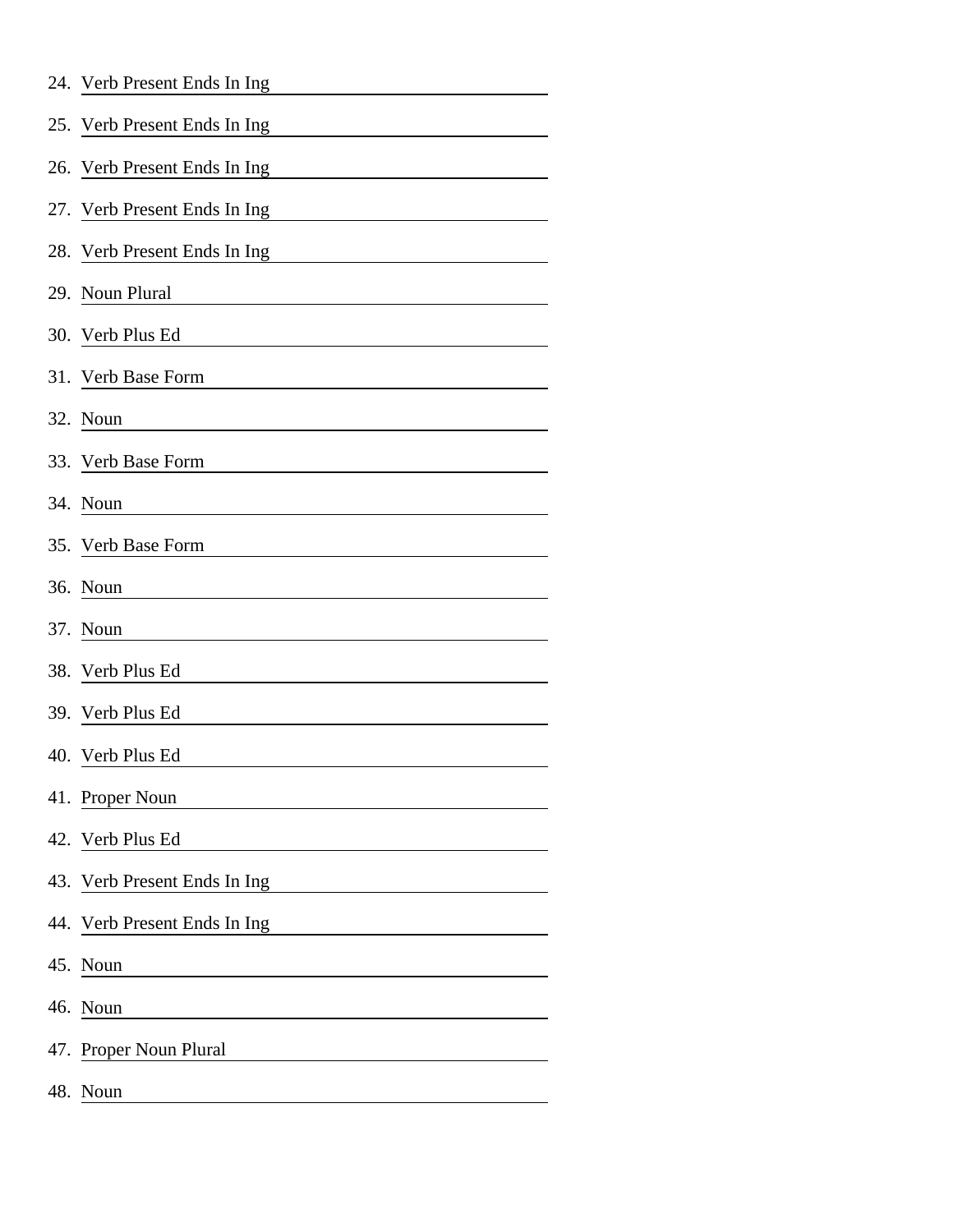24. Verb Present Ends In Ing
25. Verb Present Ends In Ing
26. Verb Present Ends In Ing
27. Verb Present Ends In Ing
28. Verb Present Ends In Ing
29. Noun Plural
30. Verb Plus Ed
31. Verb Base Form
32. Noun
33. Verb Base Form
34. Noun
35. Verb Base Form
36. Noun
37. Noun
38. Verb Plus Ed
39. Verb Plus Ed
40. Verb Plus Ed
41. Proper Noun
42. Verb Plus Ed
43. Verb Present Ends In Ing
44. Verb Present Ends In Ing
45. Noun
46. Noun
47. Proper Noun Plural
48. Noun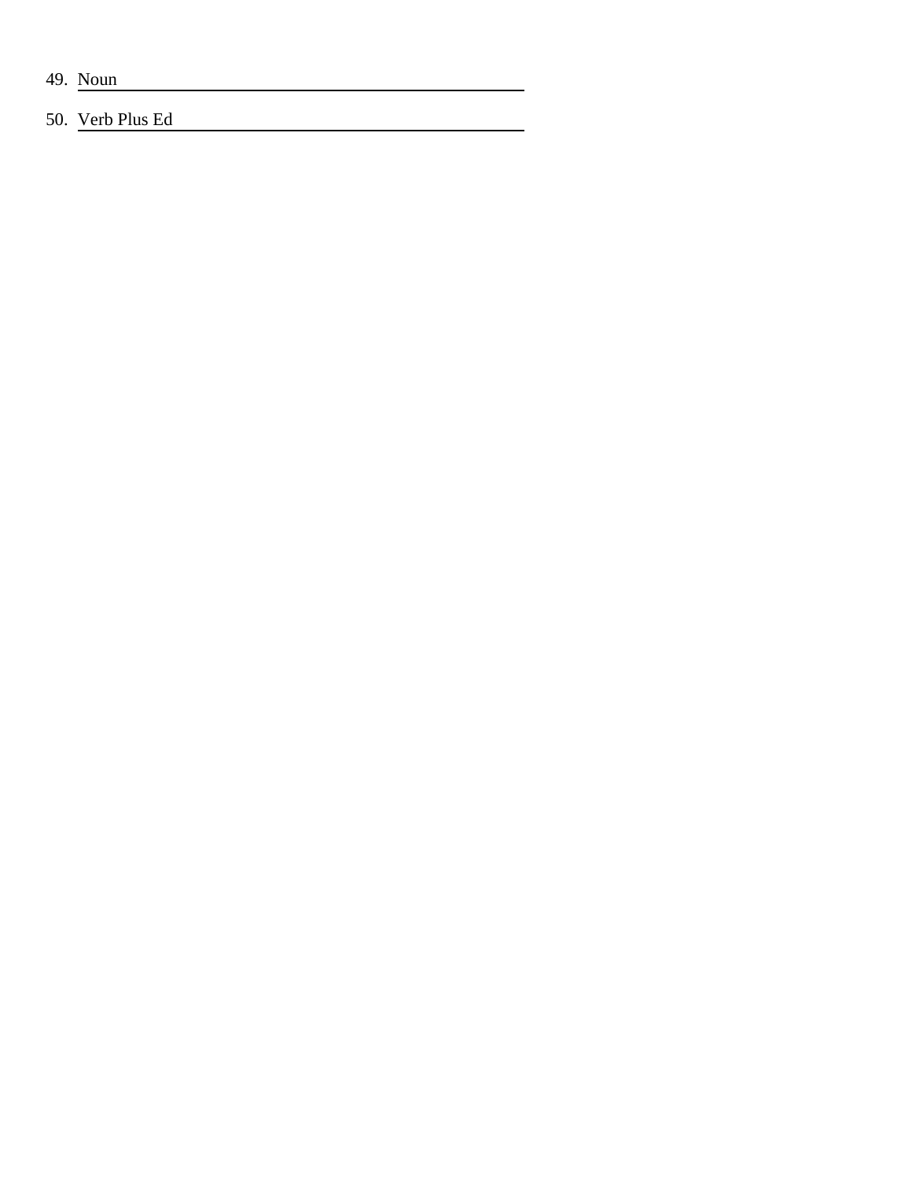49. Noun \_\_\_\_\_\_\_\_\_\_\_\_\_\_\_\_\_\_\_\_\_\_\_\_\_\_\_\_\_\_\_\_\_\_\_\_\_\_\_\_

50. Verb Plus Ed \_\_\_\_\_\_\_\_\_\_\_\_\_\_\_\_\_\_\_\_\_\_\_\_\_\_\_\_\_\_\_\_\_\_\_\_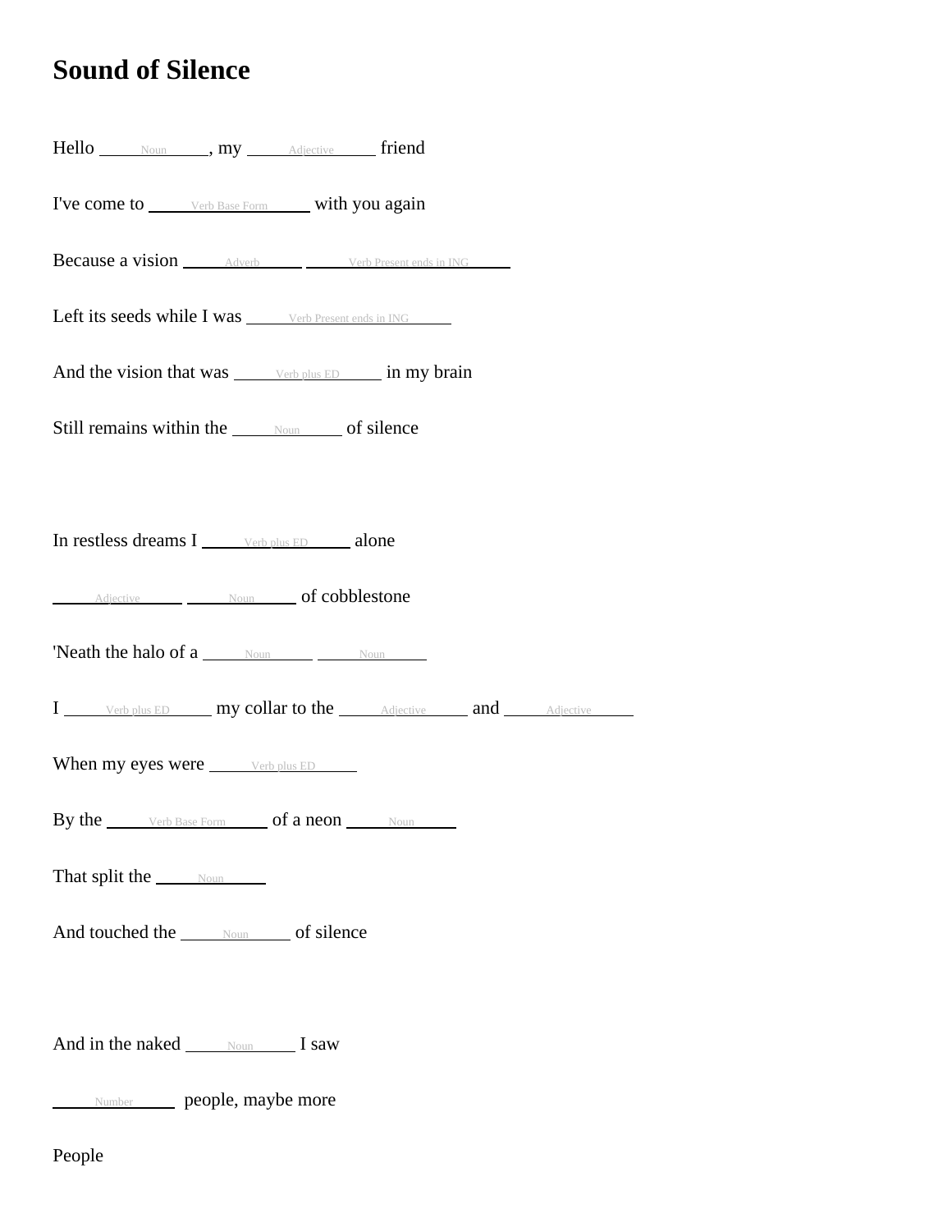# Sound of Silence

Hello ______Noun______, my ______Adjective______ friend

I've come to ______Verb Base Form______ with you again

Because a vision ______Adverb______ ______Verb Present ends in ING______

Left its seeds while I was ______Verb Present ends in ING______

And the vision that was ______Verb plus ED______ in my brain

Still remains within the ______Noun______ of silence

In restless dreams I ______Verb plus ED______ alone

______Adjective______ ______Noun______ of cobblestone

'Neath the halo of a ______Noun______ ______Noun______

I ______Verb plus ED______ my collar to the ______Adjective______ and ______Adjective______

When my eyes were ______Verb plus ED______

By the ______Verb Base Form______ of a neon ______Noun______

That split the ______Noun______

And touched the ______Noun______ of silence

And in the naked ______Noun______ I saw

______Number______ people, maybe more

People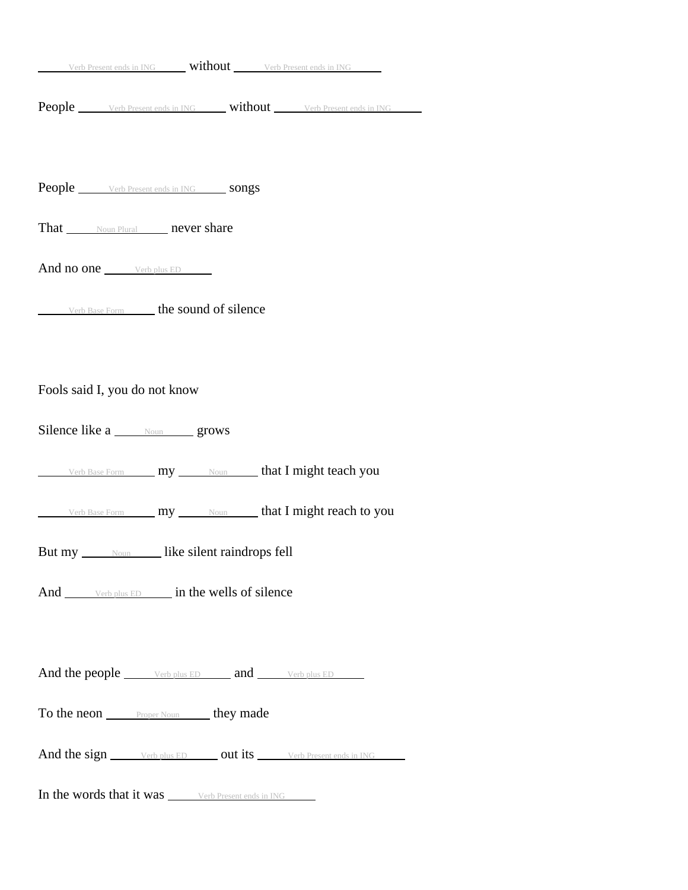\_\_\_\_\_ Verb Present ends in ING \_\_\_\_\_ without \_\_\_\_\_ Verb Present ends in ING \_\_\_\_\_

People \_\_\_\_\_ Verb Present ends in ING \_\_\_\_\_ without \_\_\_\_\_ Verb Present ends in ING \_\_\_\_\_

People \_\_\_\_\_ Verb Present ends in ING \_\_\_\_\_ songs

That \_\_\_\_\_ Noun Plural \_\_\_\_\_ never share

And no one \_\_\_\_\_ Verb plus ED \_\_\_\_\_

\_\_\_\_\_ Verb Base Form \_\_\_\_\_ the sound of silence

Fools said I, you do not know

Silence like a \_\_\_\_\_ Noun \_\_\_\_\_ grows

\_\_\_\_\_ Verb Base Form \_\_\_\_\_ my \_\_\_\_\_ Noun \_\_\_\_\_ that I might teach you

\_\_\_\_\_ Verb Base Form \_\_\_\_\_ my \_\_\_\_\_ Noun \_\_\_\_\_ that I might reach to you

But my \_\_\_\_\_ Noun \_\_\_\_\_ like silent raindrops fell

And \_\_\_\_\_ Verb plus ED \_\_\_\_\_ in the wells of silence

And the people \_\_\_\_\_ Verb plus ED \_\_\_\_\_ and \_\_\_\_\_ Verb plus ED \_\_\_\_\_

To the neon \_\_\_\_\_ Proper Noun \_\_\_\_\_ they made

And the sign \_\_\_\_\_ Verb plus ED \_\_\_\_\_ out its \_\_\_\_\_ Verb Present ends in ING \_\_\_\_\_

In the words that it was \_\_\_\_\_ Verb Present ends in ING \_\_\_\_\_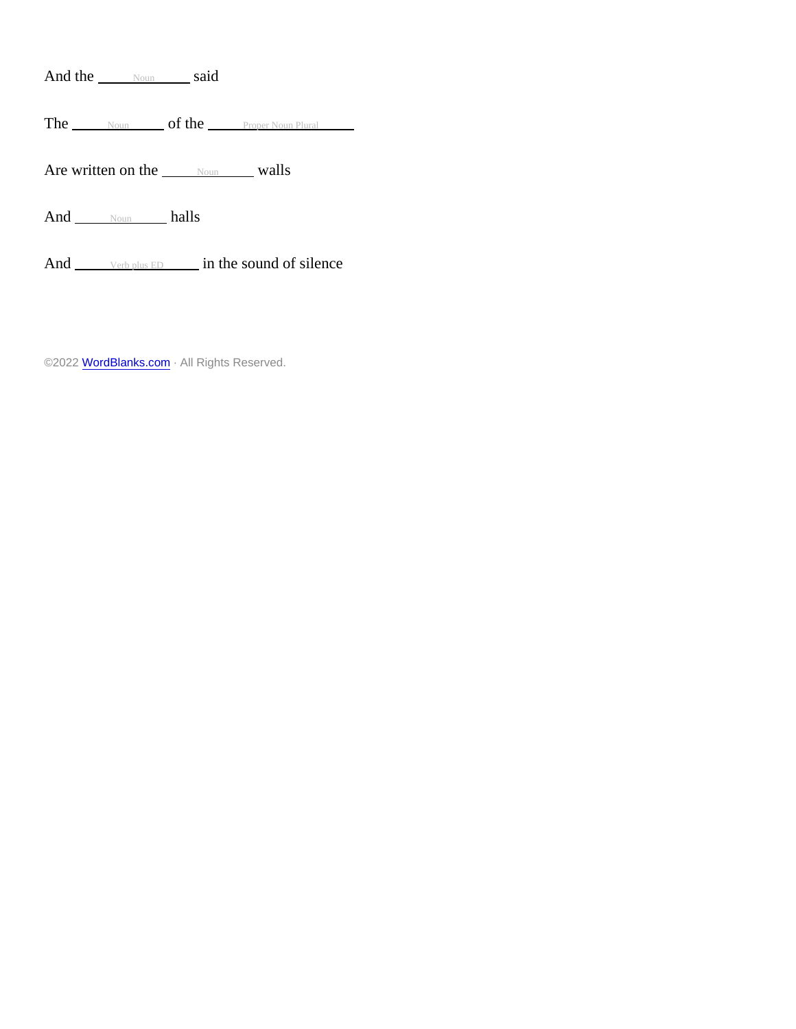And the ______Noun______ said

The ______Noun______ of the ______Proper Noun Plural______

Are written on the ______Noun______ walls

And ______Noun______ halls

And ______Verb plus ED______ in the sound of silence

©2022 WordBlanks.com · All Rights Reserved.